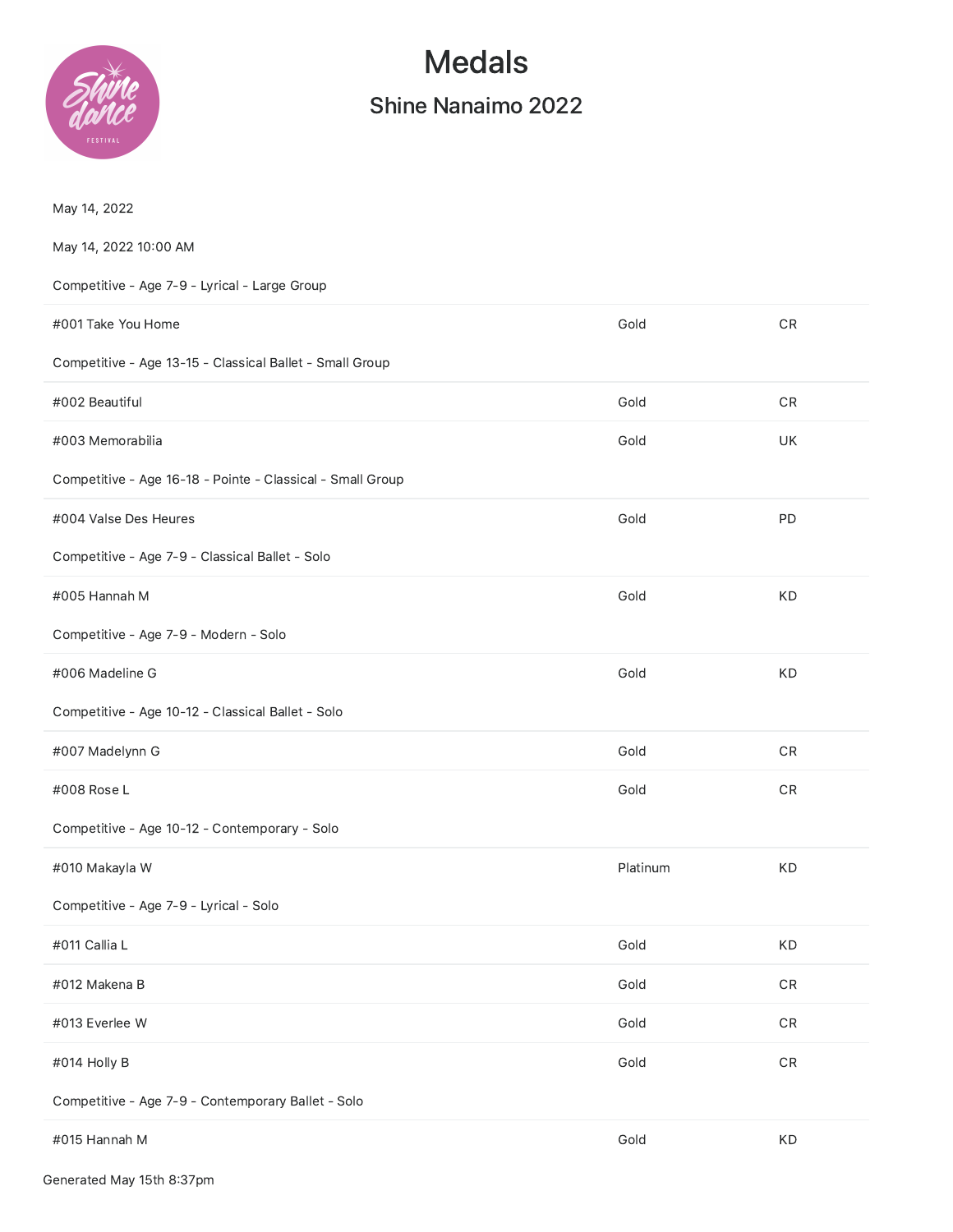# Medals

## Shine Nanaimo 2022

May 14, 2022

May 14, 2022 10:00 AM

Competitive - Age 7-9 - Lyrical - Large Group

| | | |
|---|---|---|
| #001 Take You Home | Gold | CR |

Competitive - Age 13-15 - Classical Ballet - Small Group

| | | |
|---|---|---|
| #002 Beautiful | Gold | CR |
| #003 Memorabilia | Gold | UK |

Competitive - Age 16-18 - Pointe - Classical - Small Group

| | | |
|---|---|---|
| #004 Valse Des Heures | Gold | PD |

Competitive - Age 7-9 - Classical Ballet - Solo

| | | |
|---|---|---|
| #005 Hannah M | Gold | KD |

Competitive - Age 7-9 - Modern - Solo

| | | |
|---|---|---|
| #006 Madeline G | Gold | KD |

Competitive - Age 10-12 - Classical Ballet - Solo

| | | |
|---|---|---|
| #007 Madelynn G | Gold | CR |
| #008 Rose L | Gold | CR |

Competitive - Age 10-12 - Contemporary - Solo

| | | |
|---|---|---|
| #010 Makayla W | Platinum | KD |

Competitive - Age 7-9 - Lyrical - Solo

| | | |
|---|---|---|
| #011 Callia L | Gold | KD |
| #012 Makena B | Gold | CR |
| #013 Everlee W | Gold | CR |
| #014 Holly B | Gold | CR |

Competitive - Age 7-9 - Contemporary Ballet - Solo

| | | |
|---|---|---|
| #015 Hannah M | Gold | KD |

Generated May 15th 8:37pm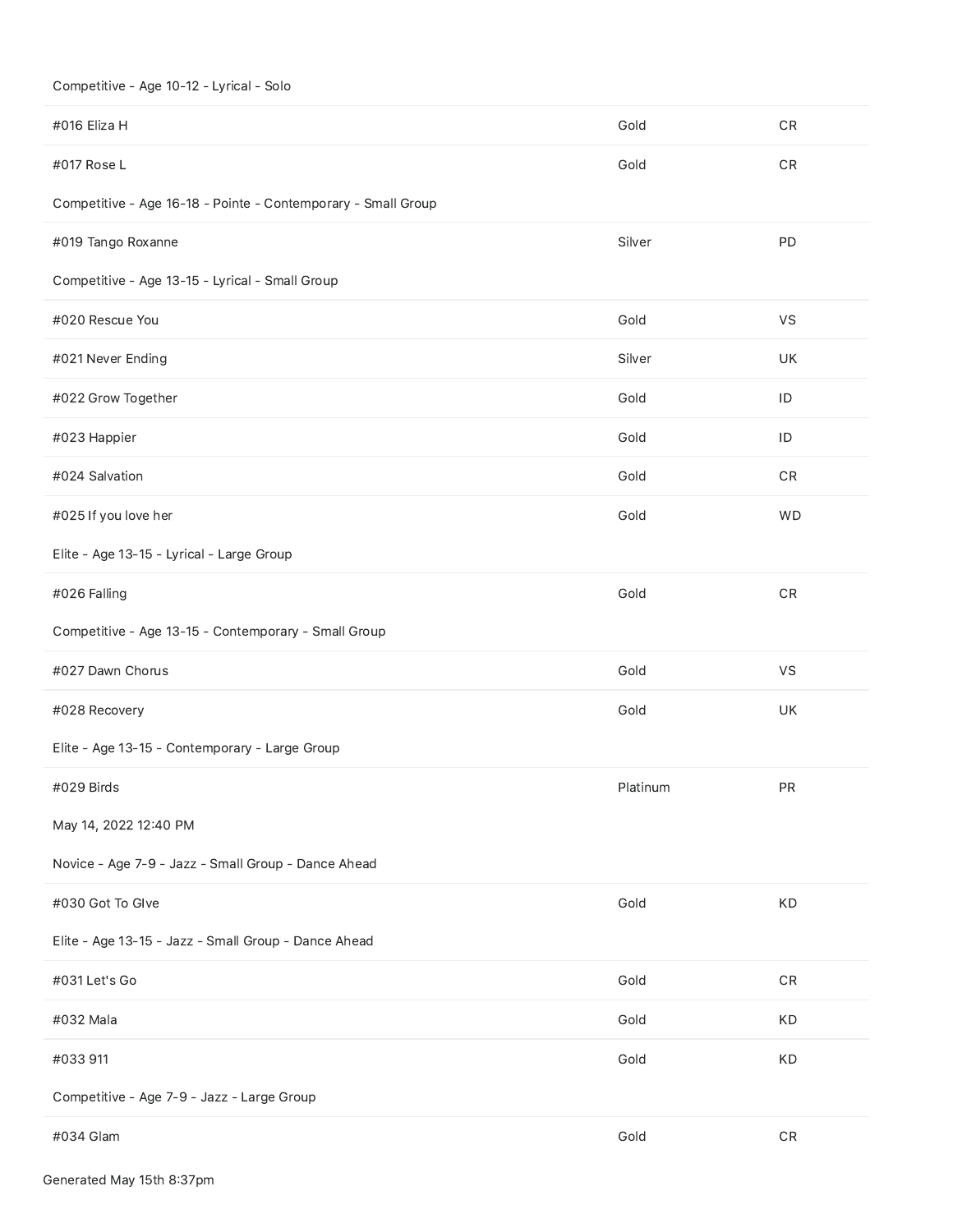Competitive - Age 10-12 - Lyrical - Solo

| | | |
|---|---|---|
| #016 Eliza H | Gold | CR |
| #017 Rose L | Gold | CR |

Competitive - Age 16-18 - Pointe - Contemporary - Small Group

| | | |
|---|---|---|
| #019 Tango Roxanne | Silver | PD |

Competitive - Age 13-15 - Lyrical - Small Group

| | | |
|---|---|---|
| #020 Rescue You | Gold | VS |
| #021 Never Ending | Silver | UK |
| #022 Grow Together | Gold | ID |
| #023 Happier | Gold | ID |
| #024 Salvation | Gold | CR |
| #025 If you love her | Gold | WD |

Elite - Age 13-15 - Lyrical - Large Group

| | | |
|---|---|---|
| #026 Falling | Gold | CR |

Competitive - Age 13-15 - Contemporary - Small Group

| | | |
|---|---|---|
| #027 Dawn Chorus | Gold | VS |
| #028 Recovery | Gold | UK |

Elite - Age 13-15 - Contemporary - Large Group

| | | |
|---|---|---|
| #029 Birds | Platinum | PR |

May 14, 2022 12:40 PM

Novice - Age 7-9 - Jazz - Small Group - Dance Ahead

| | | |
|---|---|---|
| #030 Got To GIve | Gold | KD |

Elite - Age 13-15 - Jazz - Small Group - Dance Ahead

| | | |
|---|---|---|
| #031 Let's Go | Gold | CR |
| #032 Mala | Gold | KD |
| #033 911 | Gold | KD |

Competitive - Age 7-9 - Jazz - Large Group

| | | |
|---|---|---|
| #034 Glam | Gold | CR |

Generated May 15th 8:37pm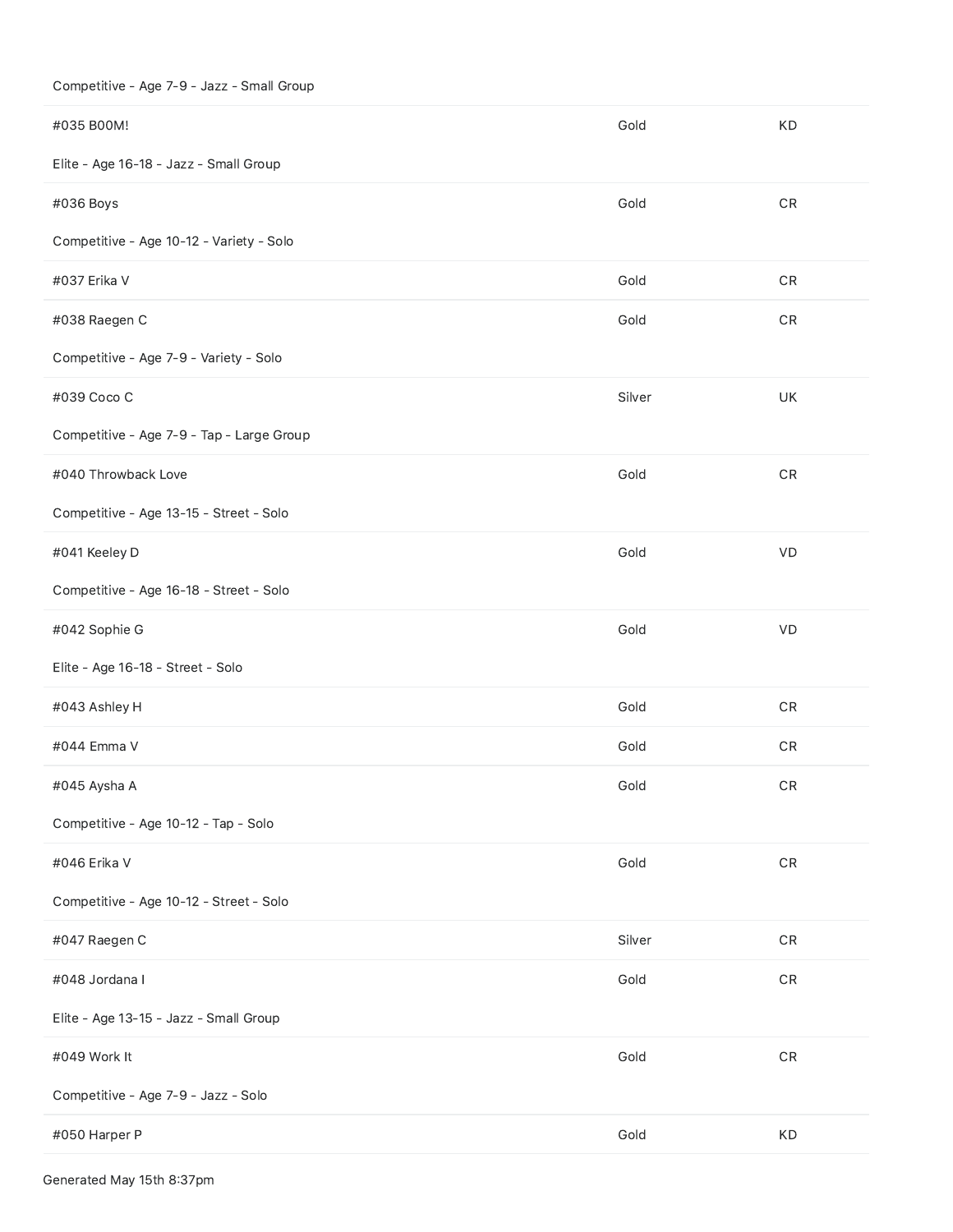Competitive - Age 7-9 - Jazz - Small Group

| | | |
|---|---|---|
| #035 B00M! | Gold | KD |

Elite - Age 16-18 - Jazz - Small Group

| | | |
|---|---|---|
| #036 Boys | Gold | CR |

Competitive - Age 10-12 - Variety - Solo

| | | |
|---|---|---|
| #037 Erika V | Gold | CR |
| #038 Raegen C | Gold | CR |

Competitive - Age 7-9 - Variety - Solo

| | | |
|---|---|---|
| #039 Coco C | Silver | UK |

Competitive - Age 7-9 - Tap - Large Group

| | | |
|---|---|---|
| #040 Throwback Love | Gold | CR |

Competitive - Age 13-15 - Street - Solo

| | | |
|---|---|---|
| #041 Keeley D | Gold | VD |

Competitive - Age 16-18 - Street - Solo

| | | |
|---|---|---|
| #042 Sophie G | Gold | VD |

Elite - Age 16-18 - Street - Solo

| | | |
|---|---|---|
| #043 Ashley H | Gold | CR |
| #044 Emma V | Gold | CR |
| #045 Aysha A | Gold | CR |

Competitive - Age 10-12 - Tap - Solo

| | | |
|---|---|---|
| #046 Erika V | Gold | CR |

Competitive - Age 10-12 - Street - Solo

| | | |
|---|---|---|
| #047 Raegen C | Silver | CR |
| #048 Jordana I | Gold | CR |

Elite - Age 13-15 - Jazz - Small Group

| | | |
|---|---|---|
| #049 Work It | Gold | CR |

Competitive - Age 7-9 - Jazz - Solo

| | | |
|---|---|---|
| #050 Harper P | Gold | KD |

Generated May 15th 8:37pm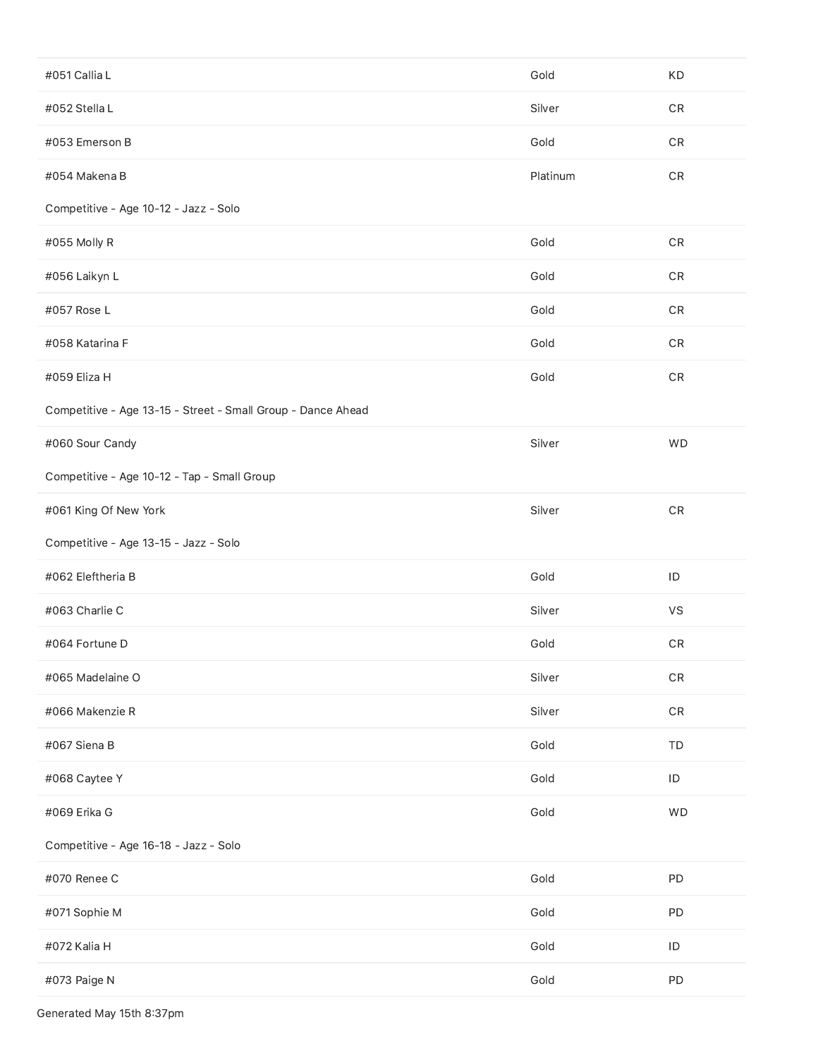| | | |
|---|---|---|
| #051 Callia L | Gold | KD |
| #052 Stella L | Silver | CR |
| #053 Emerson B | Gold | CR |
| #054 Makena B | Platinum | CR |

Competitive - Age 10-12 - Jazz - Solo

| | | |
|---|---|---|
| #055 Molly R | Gold | CR |
| #056 Laikyn L | Gold | CR |
| #057 Rose L | Gold | CR |
| #058 Katarina F | Gold | CR |
| #059 Eliza H | Gold | CR |

Competitive - Age 13-15 - Street - Small Group - Dance Ahead

| | | |
|---|---|---|
| #060 Sour Candy | Silver | WD |

Competitive - Age 10-12 - Tap - Small Group

| | | |
|---|---|---|
| #061 King Of New York | Silver | CR |

Competitive - Age 13-15 - Jazz - Solo

| | | |
|---|---|---|
| #062 Eleftheria B | Gold | ID |
| #063 Charlie C | Silver | VS |
| #064 Fortune D | Gold | CR |
| #065 Madelaine O | Silver | CR |
| #066 Makenzie R | Silver | CR |
| #067 Siena B | Gold | TD |
| #068 Caytee Y | Gold | ID |
| #069 Erika G | Gold | WD |

Competitive - Age 16-18 - Jazz - Solo

| | | |
|---|---|---|
| #070 Renee C | Gold | PD |
| #071 Sophie M | Gold | PD |
| #072 Kalia H | Gold | ID |
| #073 Paige N | Gold | PD |

Generated May 15th 8:37pm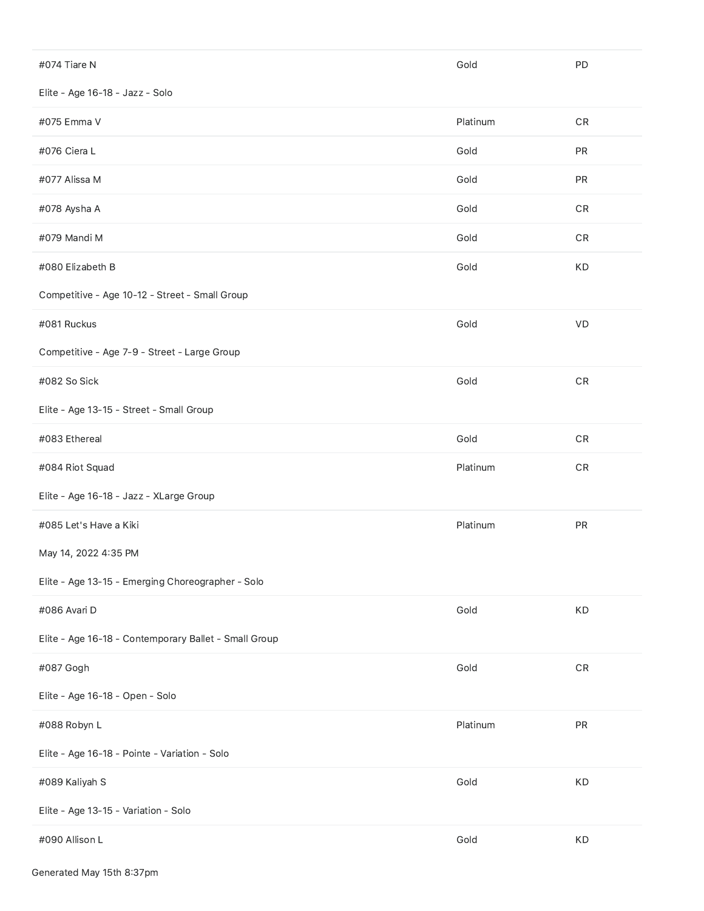| | | |
|---|---|---|
| #074 Tiare N | Gold | PD |
| Elite - Age 16-18 - Jazz - Solo | | |
| #075 Emma V | Platinum | CR |
| #076 Ciera L | Gold | PR |
| #077 Alissa M | Gold | PR |
| #078 Aysha A | Gold | CR |
| #079 Mandi M | Gold | CR |
| #080 Elizabeth B | Gold | KD |
| Competitive - Age 10-12 - Street - Small Group | | |
| #081 Ruckus | Gold | VD |
| Competitive - Age 7-9 - Street - Large Group | | |
| #082 So Sick | Gold | CR |
| Elite - Age 13-15 - Street - Small Group | | |
| #083 Ethereal | Gold | CR |
| #084 Riot Squad | Platinum | CR |
| Elite - Age 16-18 - Jazz - XLarge Group | | |
| #085 Let's Have a Kiki | Platinum | PR |
| May 14, 2022 4:35 PM | | |
| Elite - Age 13-15 - Emerging Choreographer - Solo | | |
| #086 Avari D | Gold | KD |
| Elite - Age 16-18 - Contemporary Ballet - Small Group | | |
| #087 Gogh | Gold | CR |
| Elite - Age 16-18 - Open - Solo | | |
| #088 Robyn L | Platinum | PR |
| Elite - Age 16-18 - Pointe - Variation - Solo | | |
| #089 Kaliyah S | Gold | KD |
| Elite - Age 13-15 - Variation - Solo | | |
| #090 Allison L | Gold | KD |

Generated May 15th 8:37pm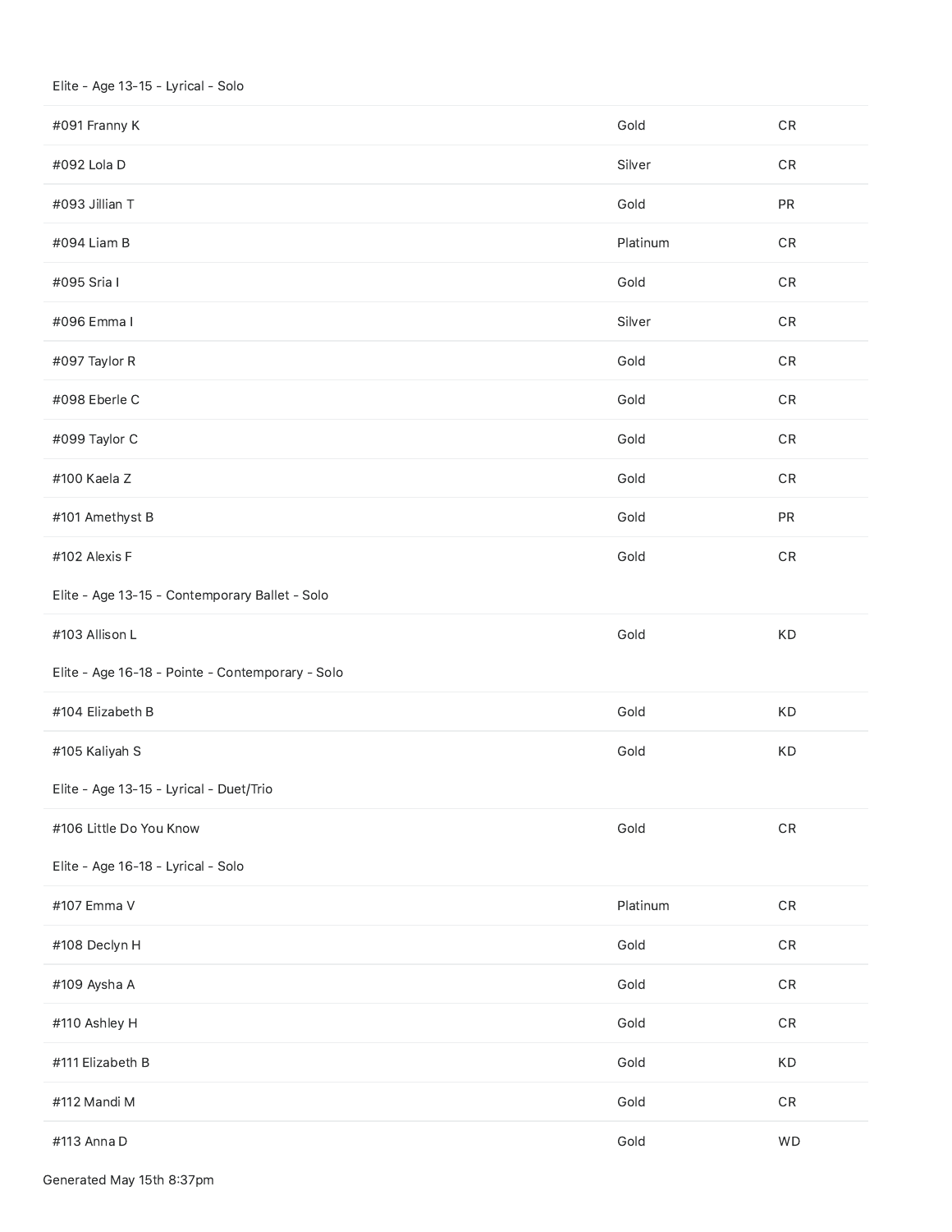Elite - Age 13-15 - Lyrical - Solo

| | | |
|---|---|---|
| #091 Franny K | Gold | CR |
| #092 Lola D | Silver | CR |
| #093 Jillian T | Gold | PR |
| #094 Liam B | Platinum | CR |
| #095 Sria I | Gold | CR |
| #096 Emma I | Silver | CR |
| #097 Taylor R | Gold | CR |
| #098 Eberle C | Gold | CR |
| #099 Taylor C | Gold | CR |
| #100 Kaela Z | Gold | CR |
| #101 Amethyst B | Gold | PR |
| #102 Alexis F | Gold | CR |

Elite - Age 13-15 - Contemporary Ballet - Solo

| | | |
|---|---|---|
| #103 Allison L | Gold | KD |

Elite - Age 16-18 - Pointe - Contemporary - Solo

| | | |
|---|---|---|
| #104 Elizabeth B | Gold | KD |
| #105 Kaliyah S | Gold | KD |

Elite - Age 13-15 - Lyrical - Duet/Trio

| | | |
|---|---|---|
| #106 Little Do You Know | Gold | CR |

Elite - Age 16-18 - Lyrical - Solo

| | | |
|---|---|---|
| #107 Emma V | Platinum | CR |
| #108 Declyn H | Gold | CR |
| #109 Aysha A | Gold | CR |
| #110 Ashley H | Gold | CR |
| #111 Elizabeth B | Gold | KD |
| #112 Mandi M | Gold | CR |
| #113 Anna D | Gold | WD |

Generated May 15th 8:37pm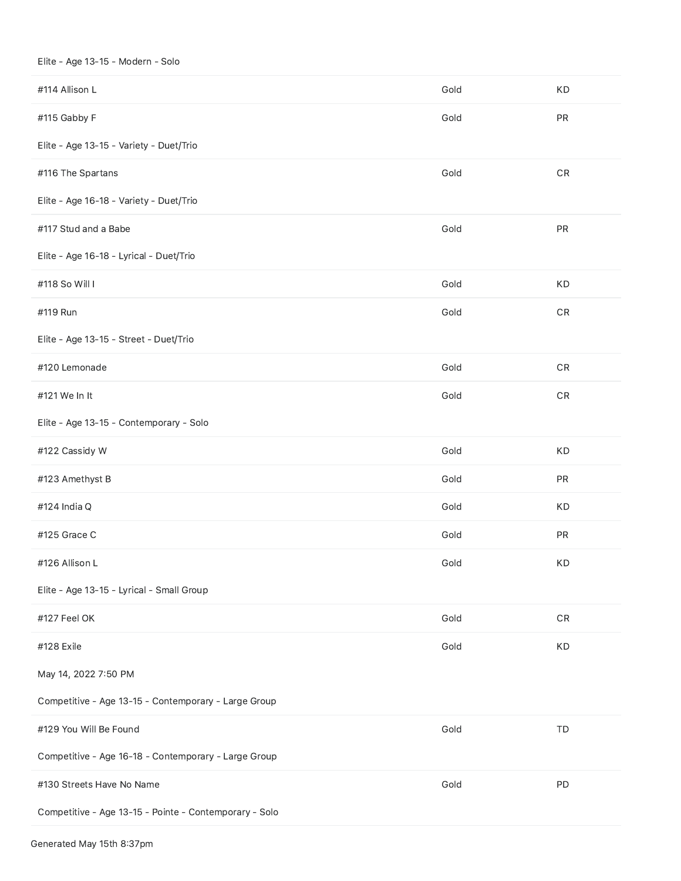Elite - Age 13-15 - Modern - Solo

| | | |
|---|---|---|
| #114 Allison L | Gold | KD |
| #115 Gabby F | Gold | PR |

Elite - Age 13-15 - Variety - Duet/Trio

| | | |
|---|---|---|
| #116 The Spartans | Gold | CR |

Elite - Age 16-18 - Variety - Duet/Trio

| | | |
|---|---|---|
| #117 Stud and a Babe | Gold | PR |

Elite - Age 16-18 - Lyrical - Duet/Trio

| | | |
|---|---|---|
| #118 So Will I | Gold | KD |
| #119 Run | Gold | CR |

Elite - Age 13-15 - Street - Duet/Trio

| | | |
|---|---|---|
| #120 Lemonade | Gold | CR |
| #121 We In It | Gold | CR |

Elite - Age 13-15 - Contemporary - Solo

| | | |
|---|---|---|
| #122 Cassidy W | Gold | KD |
| #123 Amethyst B | Gold | PR |
| #124 India Q | Gold | KD |
| #125 Grace C | Gold | PR |
| #126 Allison L | Gold | KD |

Elite - Age 13-15 - Lyrical - Small Group

| | | |
|---|---|---|
| #127 Feel OK | Gold | CR |
| #128 Exile | Gold | KD |

May 14, 2022 7:50 PM

Competitive - Age 13-15 - Contemporary - Large Group

| | | |
|---|---|---|
| #129 You Will Be Found | Gold | TD |

Competitive - Age 16-18 - Contemporary - Large Group

| | | |
|---|---|---|
| #130 Streets Have No Name | Gold | PD |

Competitive - Age 13-15 - Pointe - Contemporary - Solo

Generated May 15th 8:37pm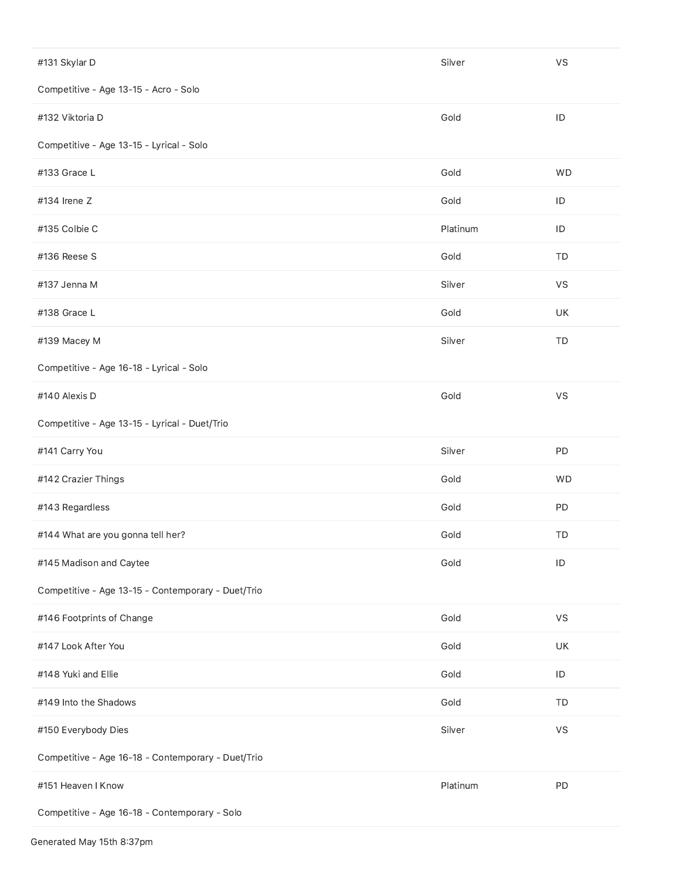| | | |
|---|---|---|
| #131 Skylar D | Silver | VS |
| Competitive - Age 13-15 - Acro - Solo | | |
| #132 Viktoria D | Gold | ID |
| Competitive - Age 13-15 - Lyrical - Solo | | |
| #133 Grace L | Gold | WD |
| #134 Irene Z | Gold | ID |
| #135 Colbie C | Platinum | ID |
| #136 Reese S | Gold | TD |
| #137 Jenna M | Silver | VS |
| #138 Grace L | Gold | UK |
| #139 Macey M | Silver | TD |
| Competitive - Age 16-18 - Lyrical - Solo | | |
| #140 Alexis D | Gold | VS |
| Competitive - Age 13-15 - Lyrical - Duet/Trio | | |
| #141 Carry You | Silver | PD |
| #142 Crazier Things | Gold | WD |
| #143 Regardless | Gold | PD |
| #144 What are you gonna tell her? | Gold | TD |
| #145 Madison and Caytee | Gold | ID |
| Competitive - Age 13-15 - Contemporary - Duet/Trio | | |
| #146 Footprints of Change | Gold | VS |
| #147 Look After You | Gold | UK |
| #148 Yuki and Ellie | Gold | ID |
| #149 Into the Shadows | Gold | TD |
| #150 Everybody Dies | Silver | VS |
| Competitive - Age 16-18 - Contemporary - Duet/Trio | | |
| #151 Heaven I Know | Platinum | PD |
| Competitive - Age 16-18 - Contemporary - Solo | | |

Generated May 15th 8:37pm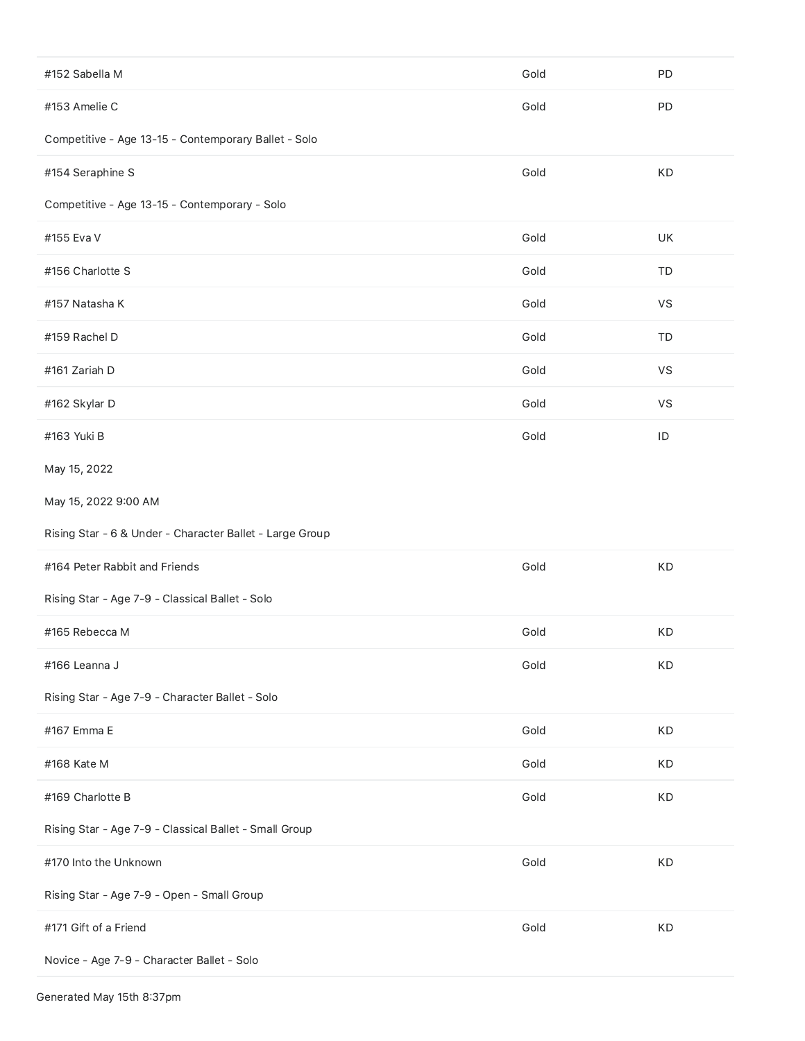| | | |
|---|---|---|
| #152 Sabella M | Gold | PD |
| #153 Amelie C | Gold | PD |
| Competitive - Age 13-15 - Contemporary Ballet - Solo | | |
| #154 Seraphine S | Gold | KD |
| Competitive - Age 13-15 - Contemporary - Solo | | |
| #155 Eva V | Gold | UK |
| #156 Charlotte S | Gold | TD |
| #157 Natasha K | Gold | VS |
| #159 Rachel D | Gold | TD |
| #161 Zariah D | Gold | VS |
| #162 Skylar D | Gold | VS |
| #163 Yuki B | Gold | ID |
| May 15, 2022 | | |
| May 15, 2022 9:00 AM | | |
| Rising Star - 6 & Under - Character Ballet - Large Group | | |
| #164 Peter Rabbit and Friends | Gold | KD |
| Rising Star - Age 7-9 - Classical Ballet - Solo | | |
| #165 Rebecca M | Gold | KD |
| #166 Leanna J | Gold | KD |
| Rising Star - Age 7-9 - Character Ballet - Solo | | |
| #167 Emma E | Gold | KD |
| #168 Kate M | Gold | KD |
| #169 Charlotte B | Gold | KD |
| Rising Star - Age 7-9 - Classical Ballet - Small Group | | |
| #170 Into the Unknown | Gold | KD |
| Rising Star - Age 7-9 - Open - Small Group | | |
| #171 Gift of a Friend | Gold | KD |
| Novice - Age 7-9 - Character Ballet - Solo | | |

Generated May 15th 8:37pm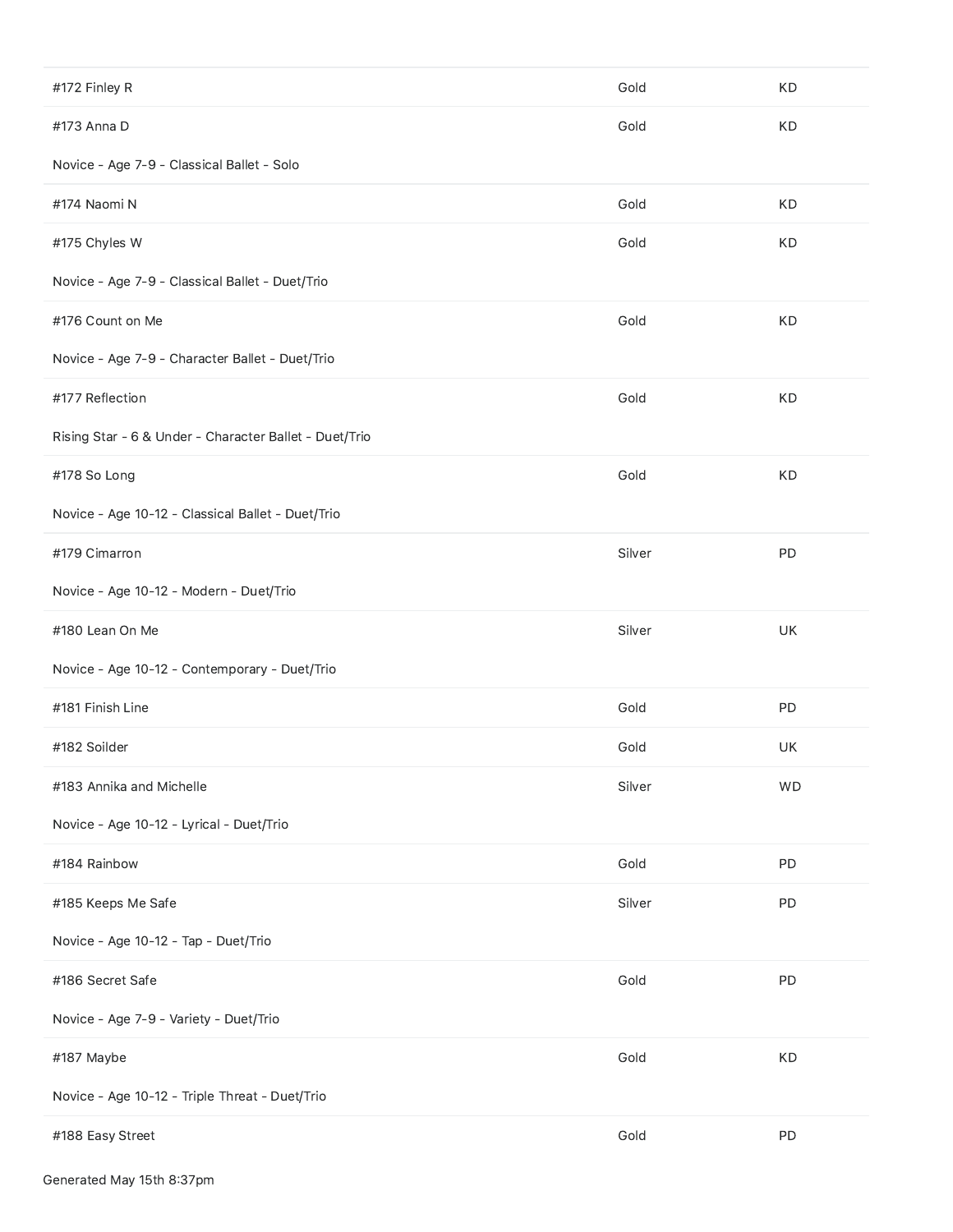| | | |
|---|---|---|
| #172 Finley R | Gold | KD |
| #173 Anna D | Gold | KD |

Novice - Age 7-9 - Classical Ballet - Solo

| | | |
|---|---|---|
| #174 Naomi N | Gold | KD |
| #175 Chyles W | Gold | KD |

Novice - Age 7-9 - Classical Ballet - Duet/Trio

| | | |
|---|---|---|
| #176 Count on Me | Gold | KD |

Novice - Age 7-9 - Character Ballet - Duet/Trio

| | | |
|---|---|---|
| #177 Reflection | Gold | KD |

Rising Star - 6 & Under - Character Ballet - Duet/Trio

| | | |
|---|---|---|
| #178 So Long | Gold | KD |

Novice - Age 10-12 - Classical Ballet - Duet/Trio

| | | |
|---|---|---|
| #179 Cimarron | Silver | PD |

Novice - Age 10-12 - Modern - Duet/Trio

| | | |
|---|---|---|
| #180 Lean On Me | Silver | UK |

Novice - Age 10-12 - Contemporary - Duet/Trio

| | | |
|---|---|---|
| #181 Finish Line | Gold | PD |
| #182 Soilder | Gold | UK |
| #183 Annika and Michelle | Silver | WD |

Novice - Age 10-12 - Lyrical - Duet/Trio

| | | |
|---|---|---|
| #184 Rainbow | Gold | PD |
| #185 Keeps Me Safe | Silver | PD |

Novice - Age 10-12 - Tap - Duet/Trio

| | | |
|---|---|---|
| #186 Secret Safe | Gold | PD |

Novice - Age 7-9 - Variety - Duet/Trio

| | | |
|---|---|---|
| #187 Maybe | Gold | KD |

Novice - Age 10-12 - Triple Threat - Duet/Trio

| | | |
|---|---|---|
| #188 Easy Street | Gold | PD |

Generated May 15th 8:37pm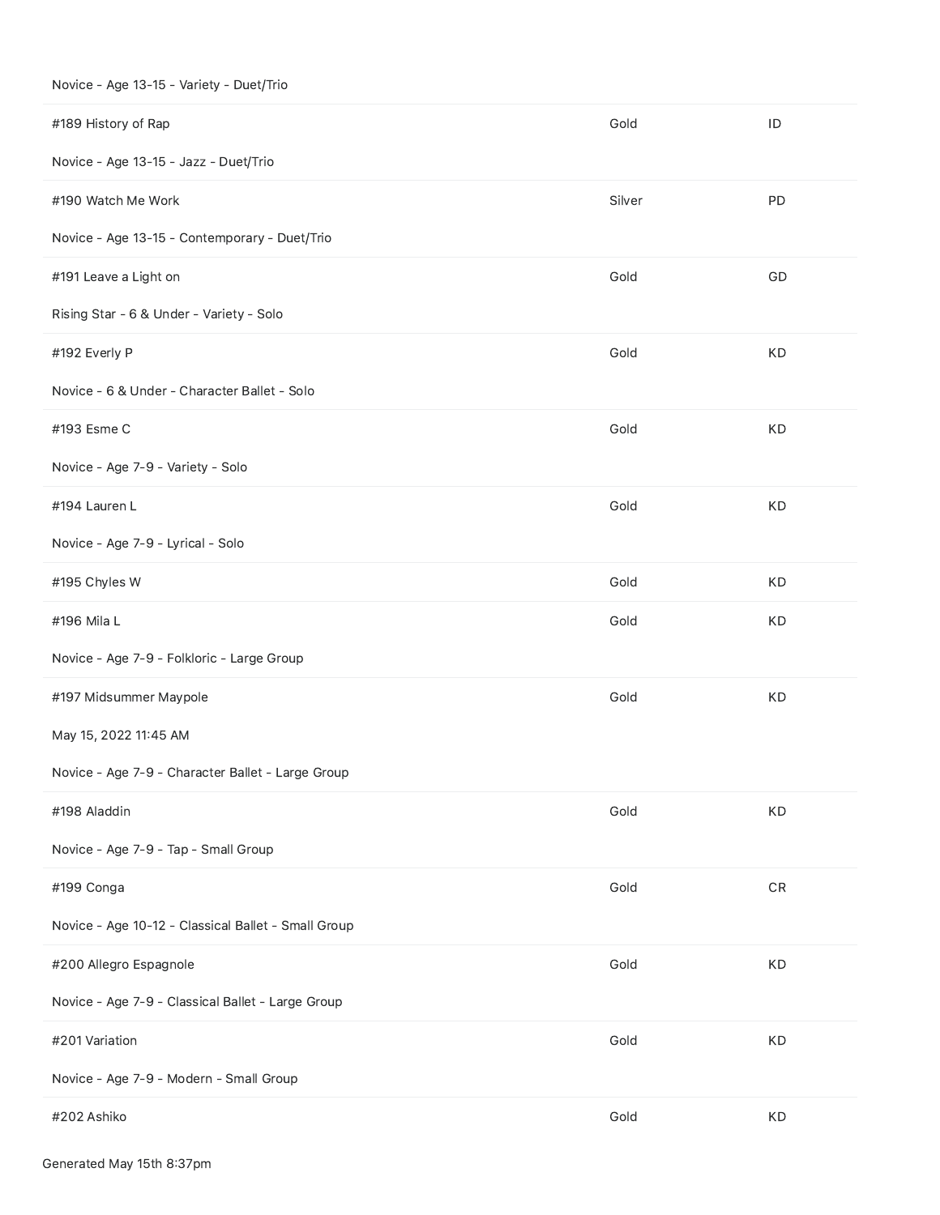Novice - Age 13-15 - Variety - Duet/Trio

| | | |
|---|---|---|
| #189 History of Rap | Gold | ID |

Novice - Age 13-15 - Jazz - Duet/Trio

| | | |
|---|---|---|
| #190 Watch Me Work | Silver | PD |

Novice - Age 13-15 - Contemporary - Duet/Trio

| | | |
|---|---|---|
| #191 Leave a Light on | Gold | GD |

Rising Star - 6 & Under - Variety - Solo

| | | |
|---|---|---|
| #192 Everly P | Gold | KD |

Novice - 6 & Under - Character Ballet - Solo

| | | |
|---|---|---|
| #193 Esme C | Gold | KD |

Novice - Age 7-9 - Variety - Solo

| | | |
|---|---|---|
| #194 Lauren L | Gold | KD |

Novice - Age 7-9 - Lyrical - Solo

| | | |
|---|---|---|
| #195 Chyles W | Gold | KD |
| #196 Mila L | Gold | KD |

Novice - Age 7-9 - Folkloric - Large Group

| | | |
|---|---|---|
| #197 Midsummer Maypole | Gold | KD |

May 15, 2022 11:45 AM

Novice - Age 7-9 - Character Ballet - Large Group

| | | |
|---|---|---|
| #198 Aladdin | Gold | KD |

Novice - Age 7-9 - Tap - Small Group

| | | |
|---|---|---|
| #199 Conga | Gold | CR |

Novice - Age 10-12 - Classical Ballet - Small Group

| | | |
|---|---|---|
| #200 Allegro Espagnole | Gold | KD |

Novice - Age 7-9 - Classical Ballet - Large Group

| | | |
|---|---|---|
| #201 Variation | Gold | KD |

Novice - Age 7-9 - Modern - Small Group

| | | |
|---|---|---|
| #202 Ashiko | Gold | KD |

Generated May 15th 8:37pm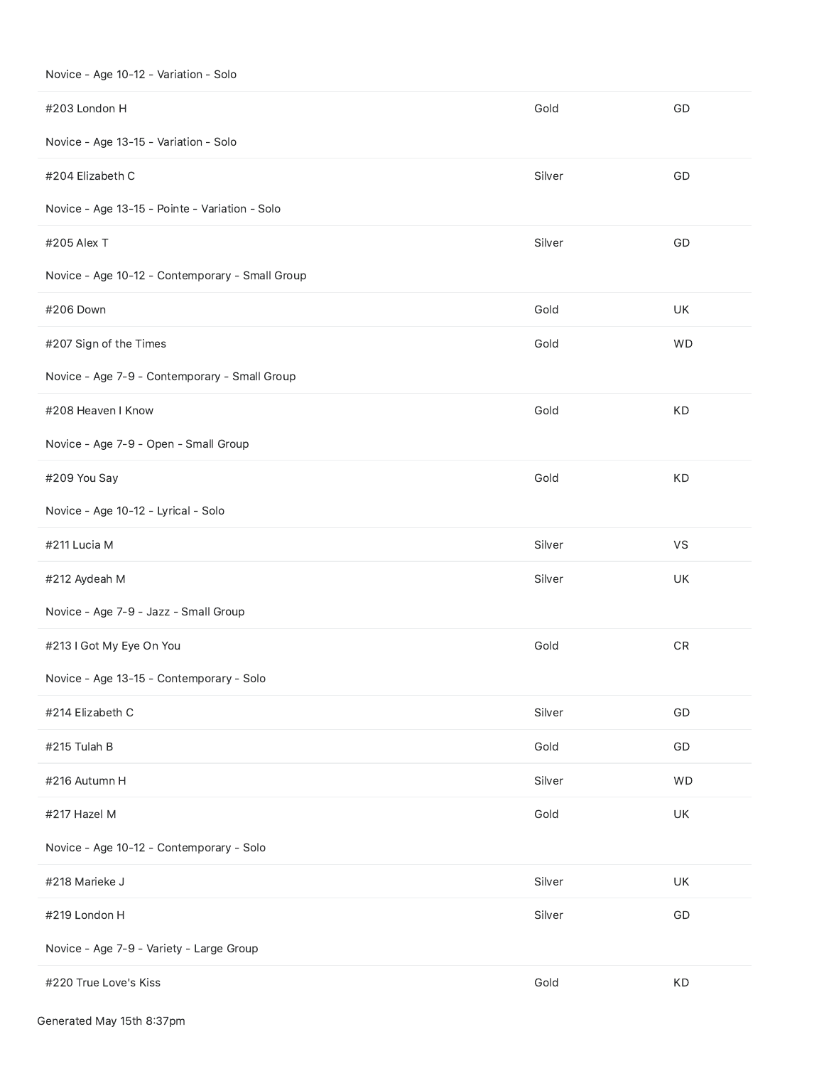Novice - Age 10-12 - Variation - Solo

| | | |
|---|---|---|
| #203 London H | Gold | GD |

Novice - Age 13-15 - Variation - Solo

| | | |
|---|---|---|
| #204 Elizabeth C | Silver | GD |

Novice - Age 13-15 - Pointe - Variation - Solo

| | | |
|---|---|---|
| #205 Alex T | Silver | GD |

Novice - Age 10-12 - Contemporary - Small Group

| | | |
|---|---|---|
| #206 Down | Gold | UK |
| #207 Sign of the Times | Gold | WD |

Novice - Age 7-9 - Contemporary - Small Group

| | | |
|---|---|---|
| #208 Heaven I Know | Gold | KD |

Novice - Age 7-9 - Open - Small Group

| | | |
|---|---|---|
| #209 You Say | Gold | KD |

Novice - Age 10-12 - Lyrical - Solo

| | | |
|---|---|---|
| #211 Lucia M | Silver | VS |
| #212 Aydeah M | Silver | UK |

Novice - Age 7-9 - Jazz - Small Group

| | | |
|---|---|---|
| #213 I Got My Eye On You | Gold | CR |

Novice - Age 13-15 - Contemporary - Solo

| | | |
|---|---|---|
| #214 Elizabeth C | Silver | GD |
| #215 Tulah B | Gold | GD |
| #216 Autumn H | Silver | WD |
| #217 Hazel M | Gold | UK |

Novice - Age 10-12 - Contemporary - Solo

| | | |
|---|---|---|
| #218 Marieke J | Silver | UK |
| #219 London H | Silver | GD |

Novice - Age 7-9 - Variety - Large Group

| | | |
|---|---|---|
| #220 True Love's Kiss | Gold | KD |

Generated May 15th 8:37pm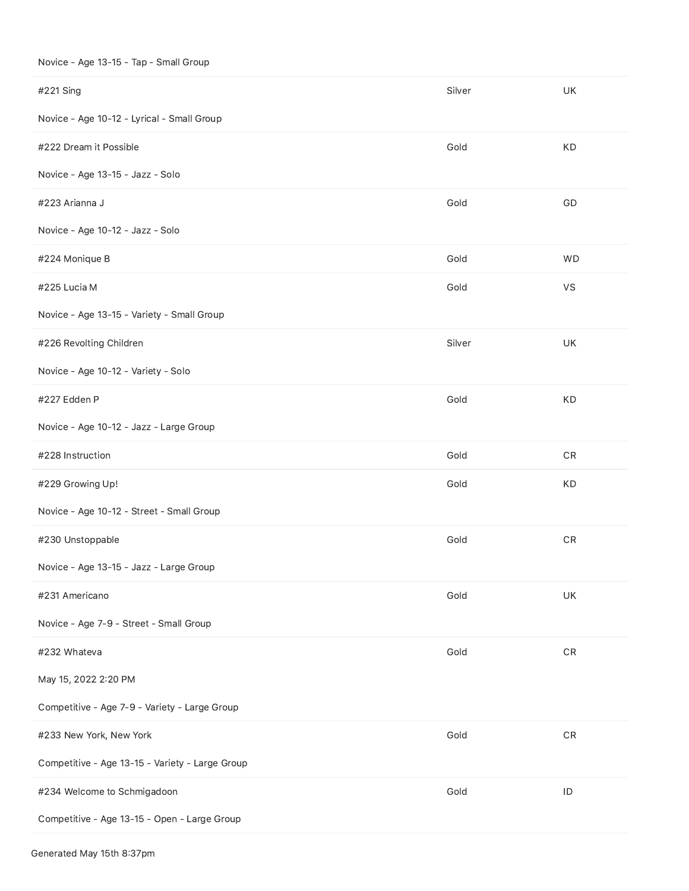Novice - Age 13-15 - Tap - Small Group

| | | |
|---|---|---|
| #221 Sing | Silver | UK |

Novice - Age 10-12 - Lyrical - Small Group

| | | |
|---|---|---|
| #222 Dream it Possible | Gold | KD |

Novice - Age 13-15 - Jazz - Solo

| | | |
|---|---|---|
| #223 Arianna J | Gold | GD |

Novice - Age 10-12 - Jazz - Solo

| | | |
|---|---|---|
| #224 Monique B | Gold | WD |
| #225 Lucia M | Gold | VS |

Novice - Age 13-15 - Variety - Small Group

| | | |
|---|---|---|
| #226 Revolting Children | Silver | UK |

Novice - Age 10-12 - Variety - Solo

| | | |
|---|---|---|
| #227 Edden P | Gold | KD |

Novice - Age 10-12 - Jazz - Large Group

| | | |
|---|---|---|
| #228 Instruction | Gold | CR |
| #229 Growing Up! | Gold | KD |

Novice - Age 10-12 - Street - Small Group

| | | |
|---|---|---|
| #230 Unstoppable | Gold | CR |

Novice - Age 13-15 - Jazz - Large Group

| | | |
|---|---|---|
| #231 Americano | Gold | UK |

Novice - Age 7-9 - Street - Small Group

| | | |
|---|---|---|
| #232 Whateva | Gold | CR |

May 15, 2022 2:20 PM

Competitive - Age 7-9 - Variety - Large Group

| | | |
|---|---|---|
| #233 New York, New York | Gold | CR |

Competitive - Age 13-15 - Variety - Large Group

| | | |
|---|---|---|
| #234 Welcome to Schmigadoon | Gold | ID |

Competitive - Age 13-15 - Open - Large Group

Generated May 15th 8:37pm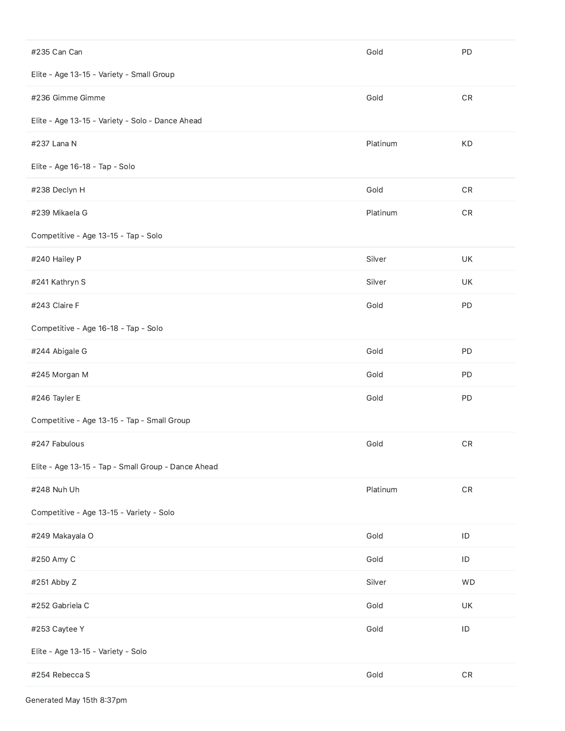| | | |
|---|---|---|
| #235 Can Can | Gold | PD |
| Elite - Age 13-15 - Variety - Small Group | | |
| #236 Gimme Gimme | Gold | CR |
| Elite - Age 13-15 - Variety - Solo - Dance Ahead | | |
| #237 Lana N | Platinum | KD |
| Elite - Age 16-18 - Tap - Solo | | |
| #238 Declyn H | Gold | CR |
| #239 Mikaela G | Platinum | CR |
| Competitive - Age 13-15 - Tap - Solo | | |
| #240 Hailey P | Silver | UK |
| #241 Kathryn S | Silver | UK |
| #243 Claire F | Gold | PD |
| Competitive - Age 16-18 - Tap - Solo | | |
| #244 Abigale G | Gold | PD |
| #245 Morgan M | Gold | PD |
| #246 Tayler E | Gold | PD |
| Competitive - Age 13-15 - Tap - Small Group | | |
| #247 Fabulous | Gold | CR |
| Elite - Age 13-15 - Tap - Small Group - Dance Ahead | | |
| #248 Nuh Uh | Platinum | CR |
| Competitive - Age 13-15 - Variety - Solo | | |
| #249 Makayala O | Gold | ID |
| #250 Amy C | Gold | ID |
| #251 Abby Z | Silver | WD |
| #252 Gabriela C | Gold | UK |
| #253 Caytee Y | Gold | ID |
| Elite - Age 13-15 - Variety - Solo | | |
| #254 Rebecca S | Gold | CR |

Generated May 15th 8:37pm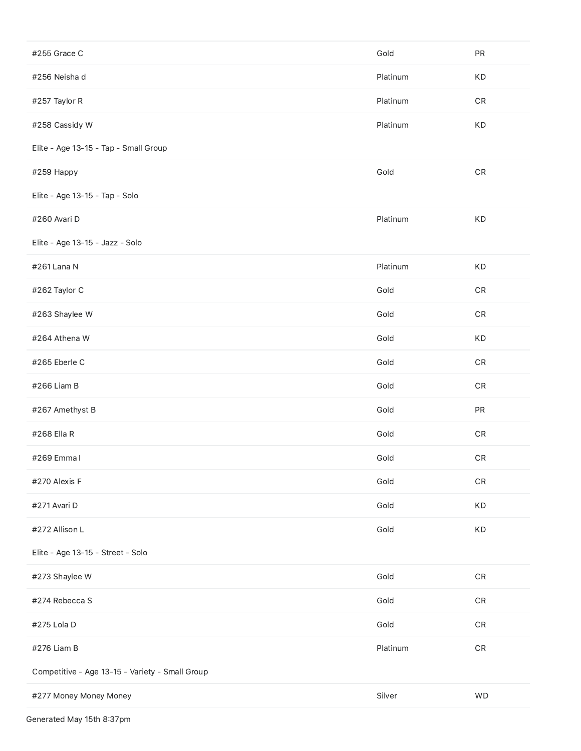| | | |
|---|---|---|
| #255 Grace C | Gold | PR |
| #256 Neisha d | Platinum | KD |
| #257 Taylor R | Platinum | CR |
| #258 Cassidy W | Platinum | KD |

Elite - Age 13-15 - Tap - Small Group

| | | |
|---|---|---|
| #259 Happy | Gold | CR |

Elite - Age 13-15 - Tap - Solo

| | | |
|---|---|---|
| #260 Avari D | Platinum | KD |

Elite - Age 13-15 - Jazz - Solo

| | | |
|---|---|---|
| #261 Lana N | Platinum | KD |
| #262 Taylor C | Gold | CR |
| #263 Shaylee W | Gold | CR |
| #264 Athena W | Gold | KD |
| #265 Eberle C | Gold | CR |
| #266 Liam B | Gold | CR |
| #267 Amethyst B | Gold | PR |
| #268 Ella R | Gold | CR |
| #269 Emma I | Gold | CR |
| #270 Alexis F | Gold | CR |
| #271 Avari D | Gold | KD |
| #272 Allison L | Gold | KD |

Elite - Age 13-15 - Street - Solo

| | | |
|---|---|---|
| #273 Shaylee W | Gold | CR |
| #274 Rebecca S | Gold | CR |
| #275 Lola D | Gold | CR |
| #276 Liam B | Platinum | CR |

Competitive - Age 13-15 - Variety - Small Group

| | | |
|---|---|---|
| #277 Money Money Money | Silver | WD |

Generated May 15th 8:37pm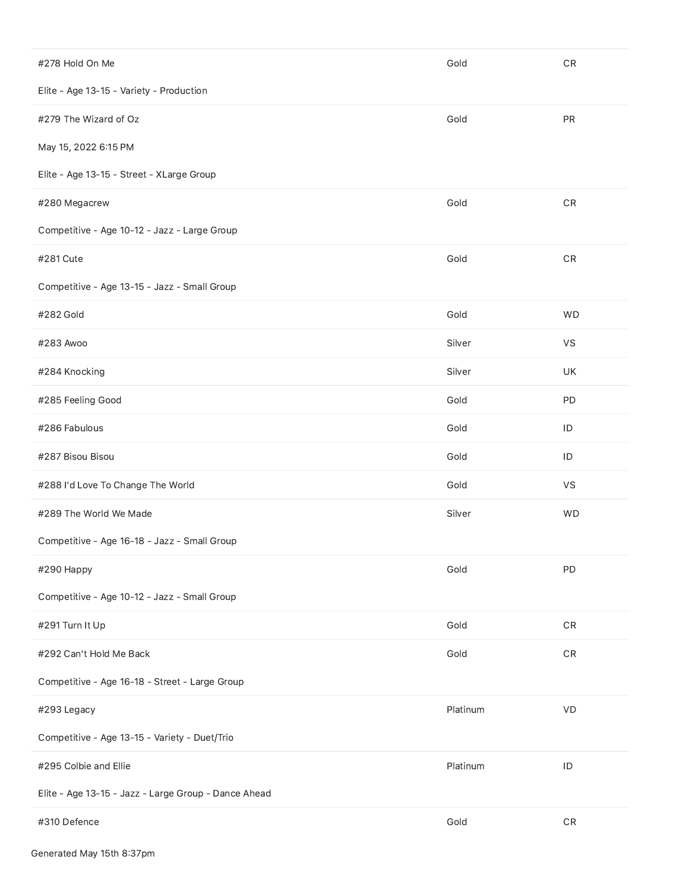| Routine | Award | Studio |
|---|---|---|
| #278 Hold On Me<br>Elite - Age 13-15 - Variety - Production | Gold | CR |
| #279 The Wizard of Oz<br>May 15, 2022 6:15 PM<br>Elite - Age 13-15 - Street - XLarge Group | Gold | PR |
| #280 Megacrew<br>Competitive - Age 10-12 - Jazz - Large Group | Gold | CR |
| #281 Cute<br>Competitive - Age 13-15 - Jazz - Small Group | Gold | CR |
| #282 Gold | Gold | WD |
| #283 Awoo | Silver | VS |
| #284 Knocking | Silver | UK |
| #285 Feeling Good | Gold | PD |
| #286 Fabulous | Gold | ID |
| #287 Bisou Bisou | Gold | ID |
| #288 I'd Love To Change The World | Gold | VS |
| #289 The World We Made<br>Competitive - Age 16-18 - Jazz - Small Group | Silver | WD |
| #290 Happy<br>Competitive - Age 10-12 - Jazz - Small Group | Gold | PD |
| #291 Turn It Up | Gold | CR |
| #292 Can't Hold Me Back<br>Competitive - Age 16-18 - Street - Large Group | Gold | CR |
| #293 Legacy<br>Competitive - Age 13-15 - Variety - Duet/Trio | Platinum | VD |
| #295 Colbie and Ellie<br>Elite - Age 13-15 - Jazz - Large Group - Dance Ahead | Platinum | ID |
| #310 Defence | Gold | CR |

Generated May 15th 8:37pm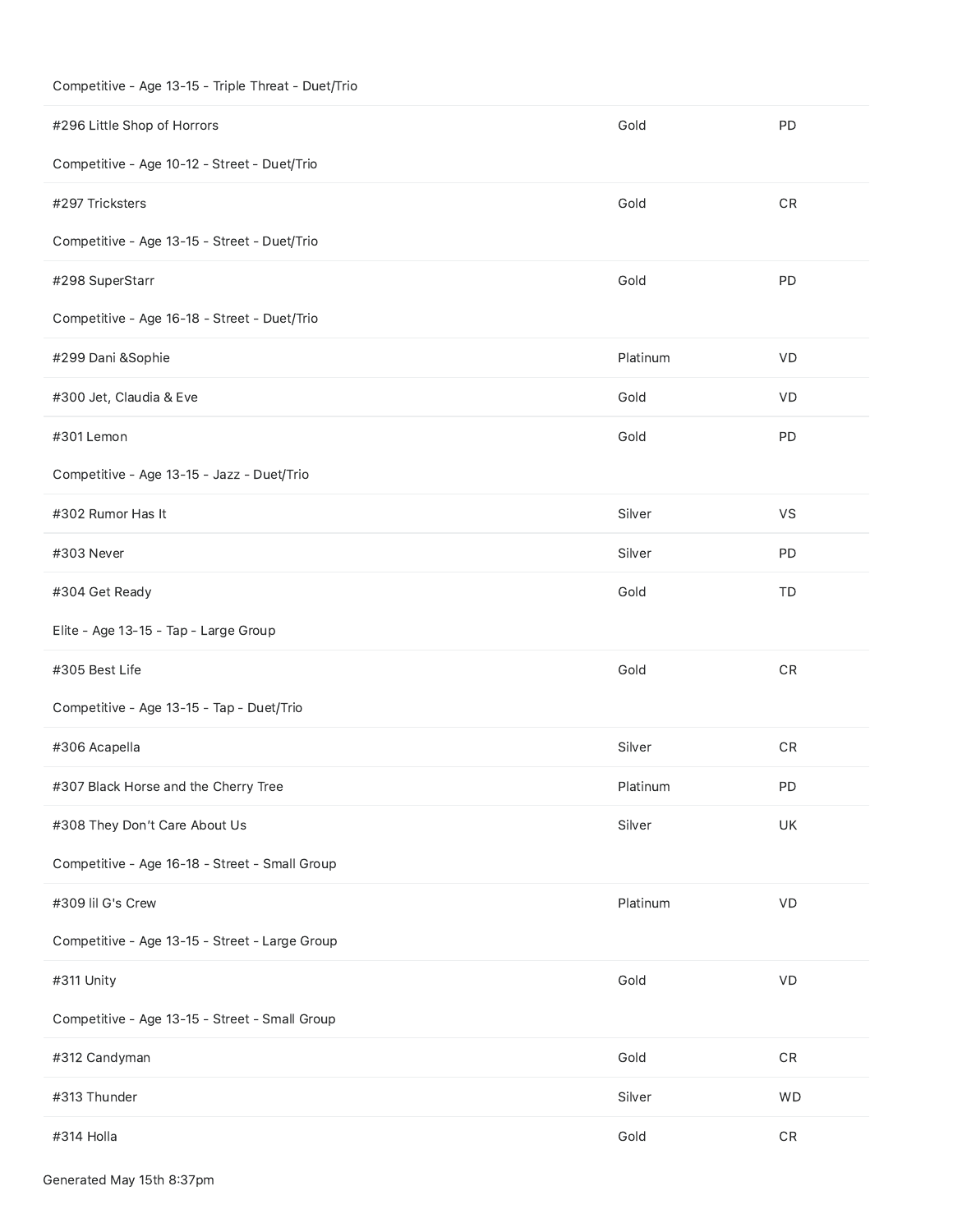Competitive - Age 13-15 - Triple Threat - Duet/Trio

| | | |
|---|---|---|
| #296 Little Shop of Horrors | Gold | PD |

Competitive - Age 10-12 - Street - Duet/Trio

| | | |
|---|---|---|
| #297 Tricksters | Gold | CR |

Competitive - Age 13-15 - Street - Duet/Trio

| | | |
|---|---|---|
| #298 SuperStarr | Gold | PD |

Competitive - Age 16-18 - Street - Duet/Trio

| | | |
|---|---|---|
| #299 Dani &Sophie | Platinum | VD |
| #300 Jet, Claudia & Eve | Gold | VD |
| #301 Lemon | Gold | PD |

Competitive - Age 13-15 - Jazz - Duet/Trio

| | | |
|---|---|---|
| #302 Rumor Has It | Silver | VS |
| #303 Never | Silver | PD |
| #304 Get Ready | Gold | TD |

Elite - Age 13-15 - Tap - Large Group

| | | |
|---|---|---|
| #305 Best Life | Gold | CR |

Competitive - Age 13-15 - Tap - Duet/Trio

| | | |
|---|---|---|
| #306 Acapella | Silver | CR |
| #307 Black Horse and the Cherry Tree | Platinum | PD |
| #308 They Don't Care About Us | Silver | UK |

Competitive - Age 16-18 - Street - Small Group

| | | |
|---|---|---|
| #309 lil G's Crew | Platinum | VD |

Competitive - Age 13-15 - Street - Large Group

| | | |
|---|---|---|
| #311 Unity | Gold | VD |

Competitive - Age 13-15 - Street - Small Group

| | | |
|---|---|---|
| #312 Candyman | Gold | CR |
| #313 Thunder | Silver | WD |
| #314 Holla | Gold | CR |

Generated May 15th 8:37pm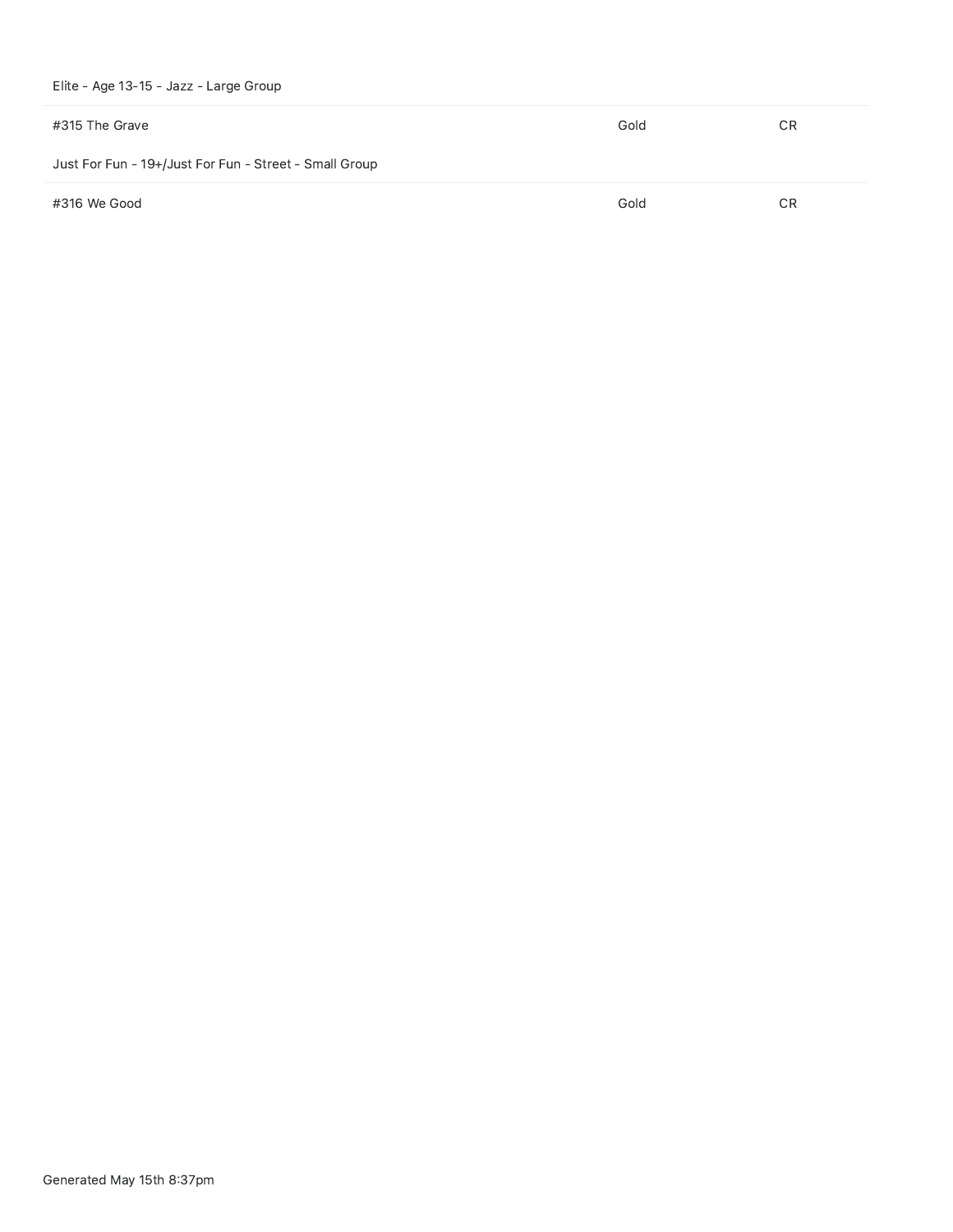Elite - Age 13-15 - Jazz - Large Group

| | | |
|---|---|---|
| #315 The Grave | Gold | CR |

Just For Fun - 19+/Just For Fun - Street - Small Group

| | | |
|---|---|---|
| #316 We Good | Gold | CR |

Generated May 15th 8:37pm